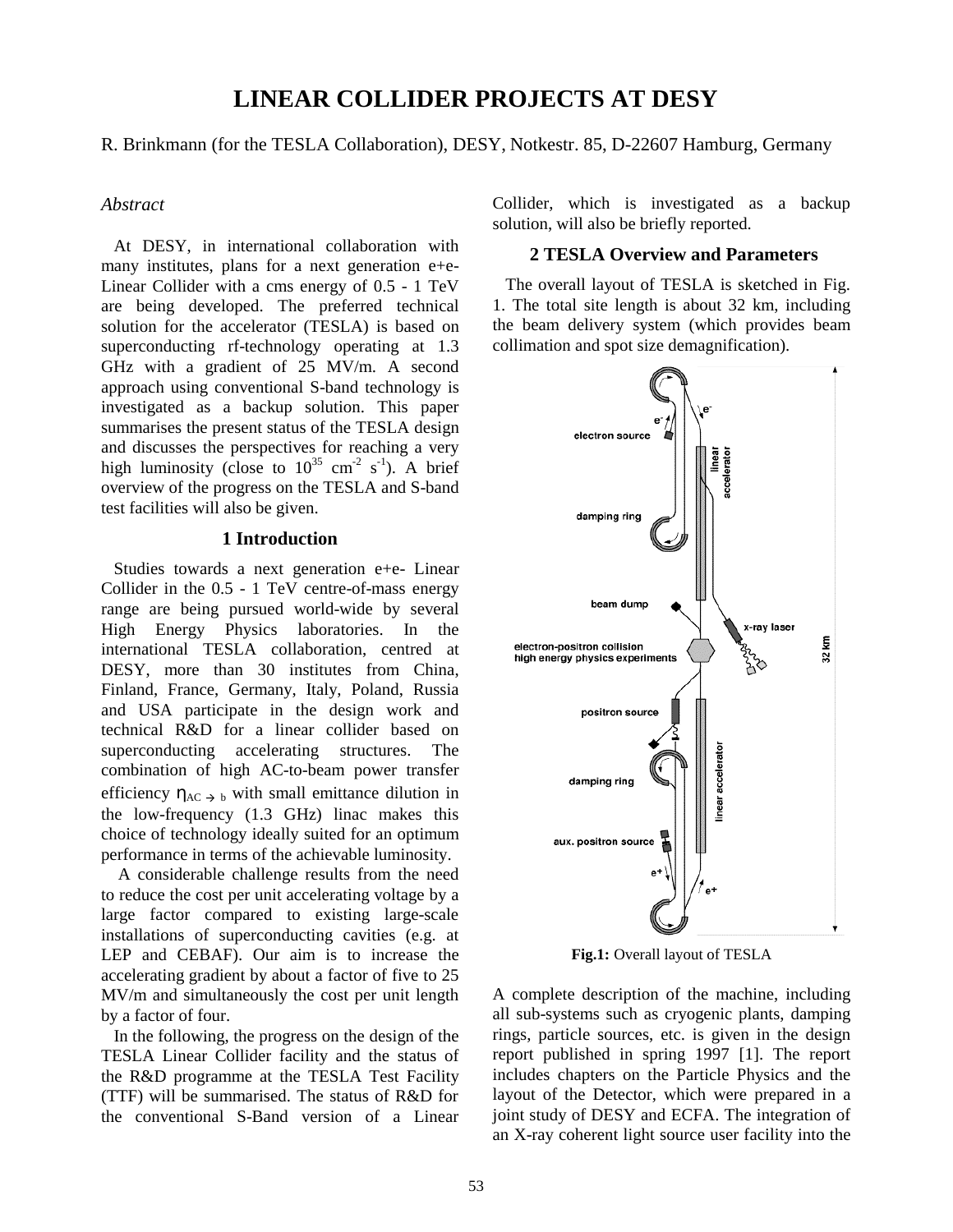# LINEAR COLLIDER PROJECTS AT DESY

R. Brinkmann (for the TESLA Collaboration), DESY, Notkestr. 85, D-22607 Hamburg, Germany

*Abstract*

At DESY, in international collaboration with many institutes, plans for a next generation e+e- Linear Collider with a cms energy of 0.5 - 1 TeV are being developed. The preferred technical solution for the accelerator (TESLA) is based on superconducting rf-technology operating at 1.3 GHz with a gradient of 25 MV/m. A second approach using conventional S-band technology is investigated as a backup solution. This paper summarises the present status of the TESLA design and discusses the perspectives for reaching a very high luminosity (close to $10^{35}$ $cm^{-2}$ $s^{-1}$). A brief overview of the progress on the TESLA and S-band test facilities will also be given.

## 1 Introduction

Studies towards a next generation e+e- Linear Collider in the 0.5 - 1 TeV centre-of-mass energy range are being pursued world-wide by several High Energy Physics laboratories. In the international TESLA collaboration, centred at DESY, more than 30 institutes from China, Finland, France, Germany, Italy, Poland, Russia and USA participate in the design work and technical R&D for a linear collider based on superconducting accelerating structures. The combination of high AC-to-beam power transfer efficiency $\eta_{AC \rightarrow b}$ with small emittance dilution in the low-frequency (1.3 GHz) linac makes this choice of technology ideally suited for an optimum performance in terms of the achievable luminosity.

A considerable challenge results from the need to reduce the cost per unit accelerating voltage by a large factor compared to existing large-scale installations of superconducting cavities (e.g. at LEP and CEBAF). Our aim is to increase the accelerating gradient by about a factor of five to 25 MV/m and simultaneously the cost per unit length by a factor of four.

In the following, the progress on the design of the TESLA Linear Collider facility and the status of the R&D programme at the TESLA Test Facility (TTF) will be summarised. The status of R&D for the conventional S-Band version of a Linear Collider, which is investigated as a backup solution, will also be briefly reported.

## 2 TESLA Overview and Parameters

The overall layout of TESLA is sketched in Fig. 1. The total site length is about 32 km, including the beam delivery system (which provides beam collimation and spot size demagnification).

**Fig.1:** Overall layout of TESLA

A complete description of the machine, including all sub-systems such as cryogenic plants, damping rings, particle sources, etc. is given in the design report published in spring 1997 [1]. The report includes chapters on the Particle Physics and the layout of the Detector, which were prepared in a joint study of DESY and ECFA. The integration of an X-ray coherent light source user facility into the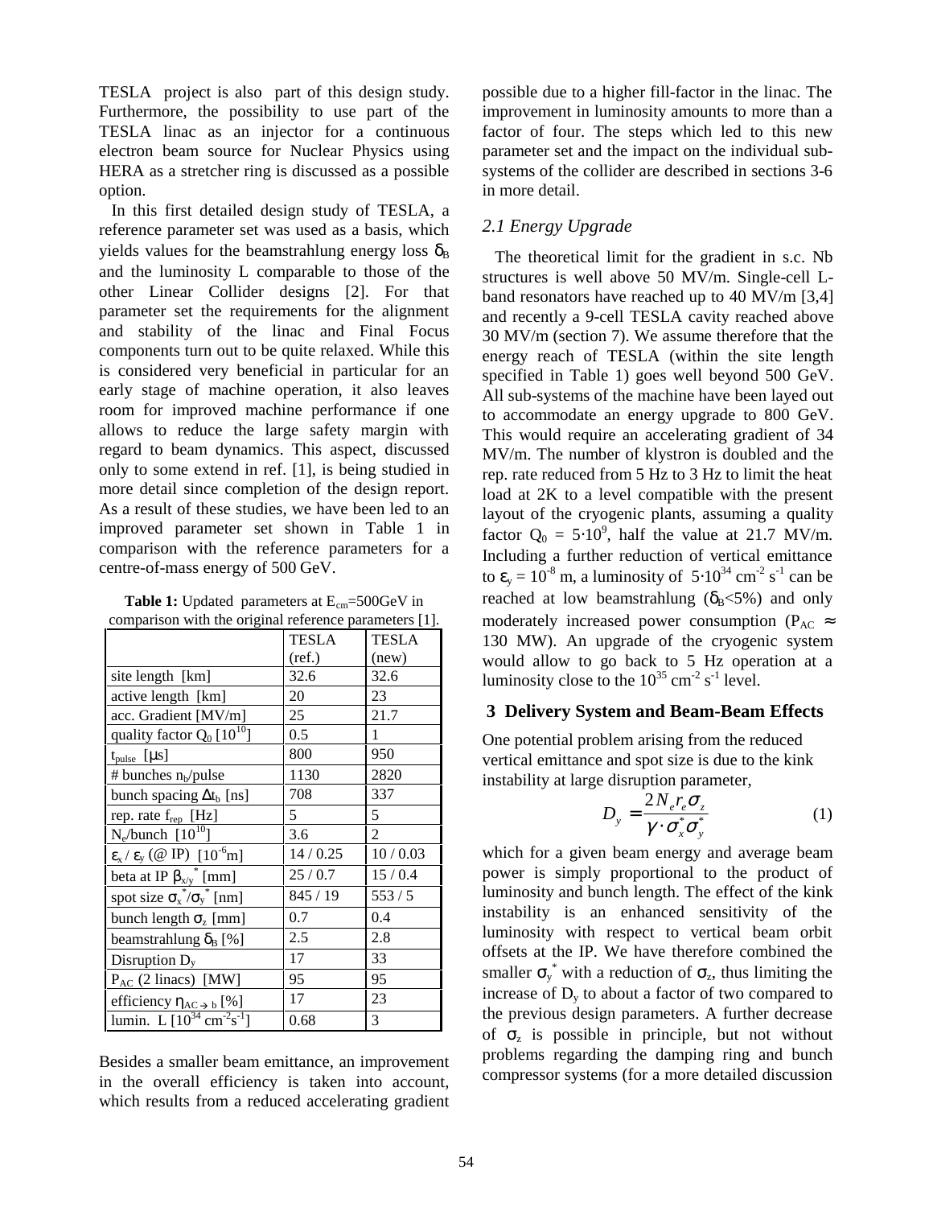TESLA project is also part of this design study. Furthermore, the possibility to use part of the TESLA linac as an injector for a continuous electron beam source for Nuclear Physics using HERA as a stretcher ring is discussed as a possible option.

In this first detailed design study of TESLA, a reference parameter set was used as a basis, which yields values for the beamstrahlung energy loss $\delta_B$ and the luminosity L comparable to those of the other Linear Collider designs [2]. For that parameter set the requirements for the alignment and stability of the linac and Final Focus components turn out to be quite relaxed. While this is considered very beneficial in particular for an early stage of machine operation, it also leaves room for improved machine performance if one allows to reduce the large safety margin with regard to beam dynamics. This aspect, discussed only to some extend in ref. [1], is being studied in more detail since completion of the design report. As a result of these studies, we have been led to an improved parameter set shown in Table 1 in comparison with the reference parameters for a centre-of-mass energy of 500 GeV.

**Table 1:** Updated parameters at $E_{cm}$=500GeV in comparison with the original reference parameters [1].

| | TESLA (ref.) | TESLA (new) |
|---|---|---|
| site length [km] | 32.6 | 32.6 |
| active length [km] | 20 | 23 |
| acc. Gradient [MV/m] | 25 | 21.7 |
| quality factor $Q_0$ [$10^{10}$] | 0.5 | 1 |
| $t_{pulse}$ [$\mu$s] | 800 | 950 |
| # bunches $n_b$/pulse | 1130 | 2820 |
| bunch spacing $\Delta t_b$ [ns] | 708 | 337 |
| rep. rate $f_{rep}$ [Hz] | 5 | 5 |
| $N_e$/bunch [$10^{10}$] | 3.6 | 2 |
| $\varepsilon_x$ / $\varepsilon_y$ (@ IP) [$10^{-6}$m] | 14 / 0.25 | 10 / 0.03 |
| beta at IP $\beta_{x/y}^*$ [mm] | 25 / 0.7 | 15 / 0.4 |
| spot size $\sigma_x^*/\sigma_y^*$ [nm] | 845 / 19 | 553 / 5 |
| bunch length $\sigma_z$ [mm] | 0.7 | 0.4 |
| beamstrahlung $\delta_B$ [%] | 2.5 | 2.8 |
| Disruption $D_y$ | 17 | 33 |
| $P_{AC}$ (2 linacs) [MW] | 95 | 95 |
| efficiency $\eta_{AC\to b}$ [%] | 17 | 23 |
| lumin. L [$10^{34}$ cm$^{-2}$s$^{-1}$] | 0.68 | 3 |

Besides a smaller beam emittance, an improvement in the overall efficiency is taken into account, which results from a reduced accelerating gradient possible due to a higher fill-factor in the linac. The improvement in luminosity amounts to more than a factor of four. The steps which led to this new parameter set and the impact on the individual sub-systems of the collider are described in sections 3-6 in more detail.

### *2.1 Energy Upgrade*

The theoretical limit for the gradient in s.c. Nb structures is well above 50 MV/m. Single-cell L-band resonators have reached up to 40 MV/m [3,4] and recently a 9-cell TESLA cavity reached above 30 MV/m (section 7). We assume therefore that the energy reach of TESLA (within the site length specified in Table 1) goes well beyond 500 GeV. All sub-systems of the machine have been layed out to accommodate an energy upgrade to 800 GeV. This would require an accelerating gradient of 34 MV/m. The number of klystron is doubled and the rep. rate reduced from 5 Hz to 3 Hz to limit the heat load at 2K to a level compatible with the present layout of the cryogenic plants, assuming a quality factor $Q_0 = 5{\cdot}10^9$, half the value at 21.7 MV/m. Including a further reduction of vertical emittance to $\varepsilon_y = 10^{-8}$ m, a luminosity of $5{\cdot}10^{34}$ cm$^{-2}$ s$^{-1}$ can be reached at low beamstrahlung ($\delta_B$<5%) and only moderately increased power consumption ($P_{AC} \approx$ 130 MW). An upgrade of the cryogenic system would allow to go back to 5 Hz operation at a luminosity close to the $10^{35}$ cm$^{-2}$ s$^{-1}$ level.

## 3 Delivery System and Beam-Beam Effects

One potential problem arising from the reduced vertical emittance and spot size is due to the kink instability at large disruption parameter,

$$D_y = \frac{2 N_e r_e \sigma_z}{\gamma \cdot \sigma_x^* \sigma_y^*} \qquad (1)$$

which for a given beam energy and average beam power is simply proportional to the product of luminosity and bunch length. The effect of the kink instability is an enhanced sensitivity of the luminosity with respect to vertical beam orbit offsets at the IP. We have therefore combined the smaller $\sigma_y^*$ with a reduction of $\sigma_z$, thus limiting the increase of $D_y$ to about a factor of two compared to the previous design parameters. A further decrease of $\sigma_z$ is possible in principle, but not without problems regarding the damping ring and bunch compressor systems (for a more detailed discussion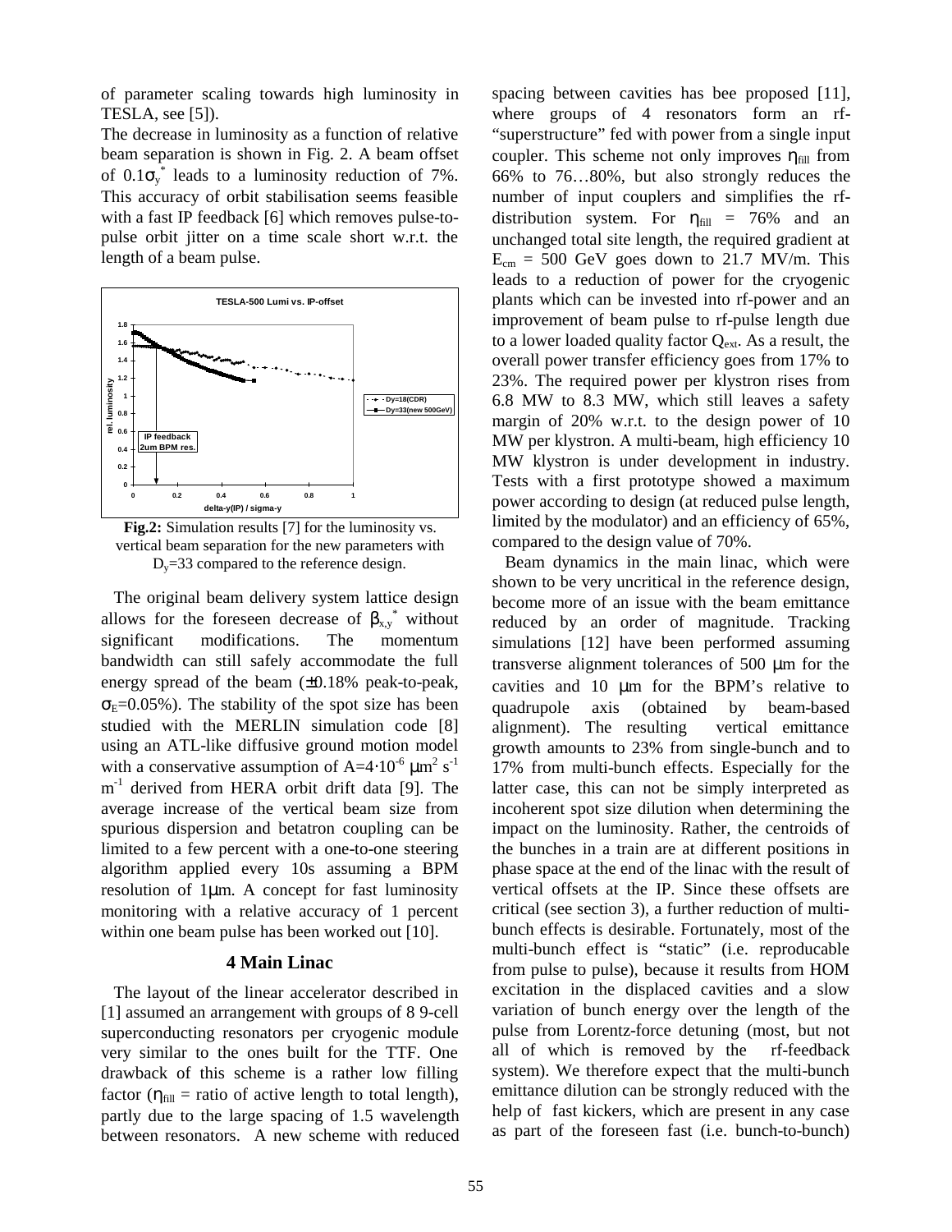of parameter scaling towards high luminosity in TESLA, see [5]).

The decrease in luminosity as a function of relative beam separation is shown in Fig. 2. A beam offset of $0.1\sigma_y^*$ leads to a luminosity reduction of 7%. This accuracy of orbit stabilisation seems feasible with a fast IP feedback [6] which removes pulse-to-pulse orbit jitter on a time scale short w.r.t. the length of a beam pulse.

**Fig.2:** Simulation results [7] for the luminosity vs. vertical beam separation for the new parameters with $D_y$=33 compared to the reference design.

The original beam delivery system lattice design allows for the foreseen decrease of $\beta_{x,y}^*$ without significant modifications. The momentum bandwidth can still safely accommodate the full energy spread of the beam (±0.18% peak-to-peak, $\sigma_E$=0.05%). The stability of the spot size has been studied with the MERLIN simulation code [8] using an ATL-like diffusive ground motion model with a conservative assumption of $A=4\cdot10^{-6}$ $\mu m^2$ $s^{-1}$ $m^{-1}$ derived from HERA orbit drift data [9]. The average increase of the vertical beam size from spurious dispersion and betatron coupling can be limited to a few percent with a one-to-one steering algorithm applied every 10s assuming a BPM resolution of 1μm. A concept for fast luminosity monitoring with a relative accuracy of 1 percent within one beam pulse has been worked out [10].

## 4 Main Linac

The layout of the linear accelerator described in [1] assumed an arrangement with groups of 8 9-cell superconducting resonators per cryogenic module very similar to the ones built for the TTF. One drawback of this scheme is a rather low filling factor ($\eta_{fill}$ = ratio of active length to total length), partly due to the large spacing of 1.5 wavelength between resonators. A new scheme with reduced spacing between cavities has bee proposed [11], where groups of 4 resonators form an rf-"superstructure" fed with power from a single input coupler. This scheme not only improves $\eta_{fill}$ from 66% to 76…80%, but also strongly reduces the number of input couplers and simplifies the rf-distribution system. For $\eta_{fill}$ = 76% and an unchanged total site length, the required gradient at $E_{cm}$ = 500 GeV goes down to 21.7 MV/m. This leads to a reduction of power for the cryogenic plants which can be invested into rf-power and an improvement of beam pulse to rf-pulse length due to a lower loaded quality factor $Q_{ext}$. As a result, the overall power transfer efficiency goes from 17% to 23%. The required power per klystron rises from 6.8 MW to 8.3 MW, which still leaves a safety margin of 20% w.r.t. to the design power of 10 MW per klystron. A multi-beam, high efficiency 10 MW klystron is under development in industry. Tests with a first prototype showed a maximum power according to design (at reduced pulse length, limited by the modulator) and an efficiency of 65%, compared to the design value of 70%.

Beam dynamics in the main linac, which were shown to be very uncritical in the reference design, become more of an issue with the beam emittance reduced by an order of magnitude. Tracking simulations [12] have been performed assuming transverse alignment tolerances of 500 μm for the cavities and 10 μm for the BPM's relative to quadrupole axis (obtained by beam-based alignment). The resulting vertical emittance growth amounts to 23% from single-bunch and to 17% from multi-bunch effects. Especially for the latter case, this can not be simply interpreted as incoherent spot size dilution when determining the impact on the luminosity. Rather, the centroids of the bunches in a train are at different positions in phase space at the end of the linac with the result of vertical offsets at the IP. Since these offsets are critical (see section 3), a further reduction of multi-bunch effects is desirable. Fortunately, most of the multi-bunch effect is "static" (i.e. reproducable from pulse to pulse), because it results from HOM excitation in the displaced cavities and a slow variation of bunch energy over the length of the pulse from Lorentz-force detuning (most, but not all of which is removed by the rf-feedback system). We therefore expect that the multi-bunch emittance dilution can be strongly reduced with the help of fast kickers, which are present in any case as part of the foreseen fast (i.e. bunch-to-bunch)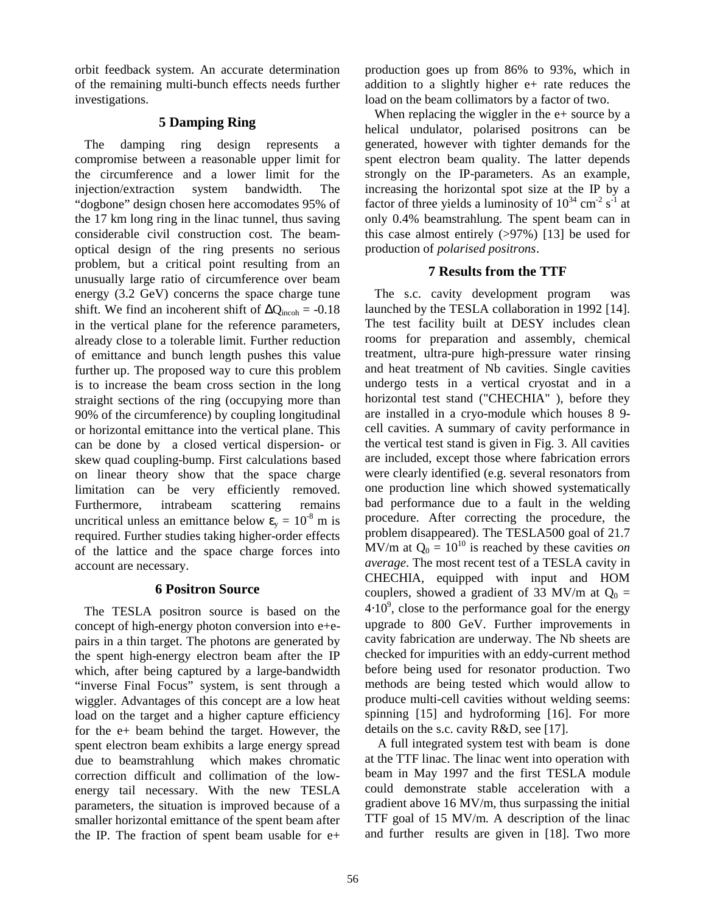orbit feedback system. An accurate determination of the remaining multi-bunch effects needs further investigations.

## 5 Damping Ring

The damping ring design represents a compromise between a reasonable upper limit for the circumference and a lower limit for the injection/extraction system bandwidth. The "dogbone" design chosen here accomodates 95% of the 17 km long ring in the linac tunnel, thus saving considerable civil construction cost. The beam-optical design of the ring presents no serious problem, but a critical point resulting from an unusually large ratio of circumference over beam energy (3.2 GeV) concerns the space charge tune shift. We find an incoherent shift of $\Delta Q_{incoh} = -0.18$ in the vertical plane for the reference parameters, already close to a tolerable limit. Further reduction of emittance and bunch length pushes this value further up. The proposed way to cure this problem is to increase the beam cross section in the long straight sections of the ring (occupying more than 90% of the circumference) by coupling longitudinal or horizontal emittance into the vertical plane. This can be done by a closed vertical dispersion- or skew quad coupling-bump. First calculations based on linear theory show that the space charge limitation can be very efficiently removed. Furthermore, intrabeam scattering remains uncritical unless an emittance below $\varepsilon_y = 10^{-8}$ m is required. Further studies taking higher-order effects of the lattice and the space charge forces into account are necessary.

## 6 Positron Source

The TESLA positron source is based on the concept of high-energy photon conversion into e+e- pairs in a thin target. The photons are generated by the spent high-energy electron beam after the IP which, after being captured by a large-bandwidth "inverse Final Focus" system, is sent through a wiggler. Advantages of this concept are a low heat load on the target and a higher capture efficiency for the e+ beam behind the target. However, the spent electron beam exhibits a large energy spread due to beamstrahlung which makes chromatic correction difficult and collimation of the low-energy tail necessary. With the new TESLA parameters, the situation is improved because of a smaller horizontal emittance of the spent beam after the IP. The fraction of spent beam usable for e+ production goes up from 86% to 93%, which in addition to a slightly higher e+ rate reduces the load on the beam collimators by a factor of two.

When replacing the wiggler in the e+ source by a helical undulator, polarised positrons can be generated, however with tighter demands for the spent electron beam quality. The latter depends strongly on the IP-parameters. As an example, increasing the horizontal spot size at the IP by a factor of three yields a luminosity of $10^{34}$ cm$^{-2}$ s$^{-1}$ at only 0.4% beamstrahlung. The spent beam can in this case almost entirely (>97%) [13] be used for production of *polarised positrons*.

## 7 Results from the TTF

The s.c. cavity development program was launched by the TESLA collaboration in 1992 [14]. The test facility built at DESY includes clean rooms for preparation and assembly, chemical treatment, ultra-pure high-pressure water rinsing and heat treatment of Nb cavities. Single cavities undergo tests in a vertical cryostat and in a horizontal test stand ("CHECHIA" ), before they are installed in a cryo-module which houses 8 9-cell cavities. A summary of cavity performance in the vertical test stand is given in Fig. 3. All cavities are included, except those where fabrication errors were clearly identified (e.g. several resonators from one production line which showed systematically bad performance due to a fault in the welding procedure. After correcting the procedure, the problem disappeared). The TESLA500 goal of 21.7 MV/m at $Q_0 = 10^{10}$ is reached by these cavities *on average*. The most recent test of a TESLA cavity in CHECHIA, equipped with input and HOM couplers, showed a gradient of 33 MV/m at $Q_0 = 4{\cdot}10^9$, close to the performance goal for the energy upgrade to 800 GeV. Further improvements in cavity fabrication are underway. The Nb sheets are checked for impurities with an eddy-current method before being used for resonator production. Two methods are being tested which would allow to produce multi-cell cavities without welding seems: spinning [15] and hydroforming [16]. For more details on the s.c. cavity R&D, see [17].

A full integrated system test with beam is done at the TTF linac. The linac went into operation with beam in May 1997 and the first TESLA module could demonstrate stable acceleration with a gradient above 16 MV/m, thus surpassing the initial TTF goal of 15 MV/m. A description of the linac and further results are given in [18]. Two more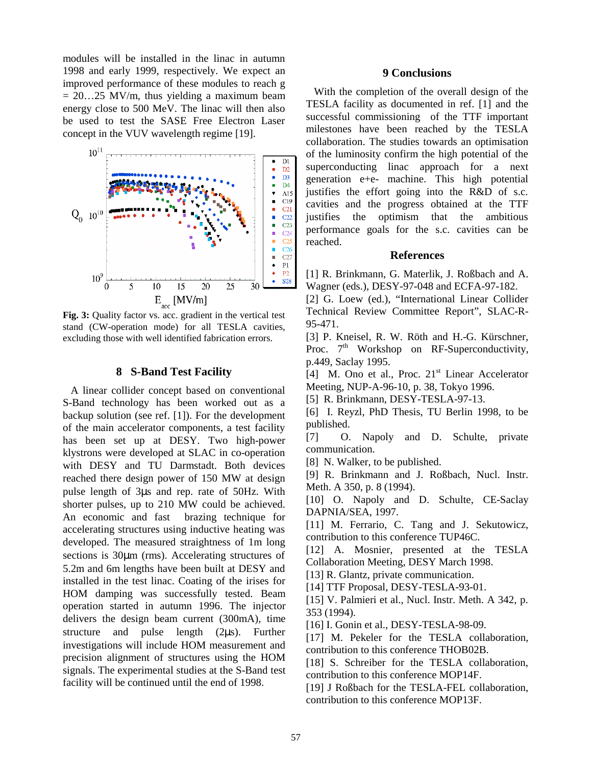modules will be installed in the linac in autumn 1998 and early 1999, respectively. We expect an improved performance of these modules to reach g = 20…25 MV/m, thus yielding a maximum beam energy close to 500 MeV. The linac will then also be used to test the SASE Free Electron Laser concept in the VUV wavelength regime [19].

$10^{11}$

$Q_0$ $10^{10}$

$10^9$

0 5 10 15 20 25 30

$E_{acc}$ [MV/m]

D1
D2
D3
D4
A15
C19
C21
C22
C23
C24
C25
C26
C27
P1
P2
S28

**Fig. 3:** Quality factor vs. acc. gradient in the vertical test stand (CW-operation mode) for all TESLA cavities, excluding those with well identified fabrication errors.

## 8 S-Band Test Facility

A linear collider concept based on conventional S-Band technology has been worked out as a backup solution (see ref. [1]). For the development of the main accelerator components, a test facility has been set up at DESY. Two high-power klystrons were developed at SLAC in co-operation with DESY and TU Darmstadt. Both devices reached there design power of 150 MW at design pulse length of 3µs and rep. rate of 50Hz. With shorter pulses, up to 210 MW could be achieved. An economic and fast brazing technique for accelerating structures using inductive heating was developed. The measured straightness of 1m long sections is 30µm (rms). Accelerating structures of 5.2m and 6m lengths have been built at DESY and installed in the test linac. Coating of the irises for HOM damping was successfully tested. Beam operation started in autumn 1996. The injector delivers the design beam current (300mA), time structure and pulse length (2µs). Further investigations will include HOM measurement and precision alignment of structures using the HOM signals. The experimental studies at the S-Band test facility will be continued until the end of 1998.

## 9 Conclusions

With the completion of the overall design of the TESLA facility as documented in ref. [1] and the successful commissioning of the TTF important milestones have been reached by the TESLA collaboration. The studies towards an optimisation of the luminosity confirm the high potential of the superconducting linac approach for a next generation e+e- machine. This high potential justifies the effort going into the R&D of s.c. cavities and the progress obtained at the TTF justifies the optimism that the ambitious performance goals for the s.c. cavities can be reached.

## References

[1] R. Brinkmann, G. Materlik, J. Roßbach and A. Wagner (eds.), DESY-97-048 and ECFA-97-182.

[2] G. Loew (ed.), "International Linear Collider Technical Review Committee Report", SLAC-R-95-471.

[3] P. Kneisel, R. W. Röth and H.-G. Kürschner, Proc. 7th Workshop on RF-Superconductivity, p.449, Saclay 1995.

[4] M. Ono et al., Proc. 21st Linear Accelerator Meeting, NUP-A-96-10, p. 38, Tokyo 1996.

[5] R. Brinkmann, DESY-TESLA-97-13.

[6] I. Reyzl, PhD Thesis, TU Berlin 1998, to be published.

[7] O. Napoly and D. Schulte, private communication.

[8] N. Walker, to be published.

[9] R. Brinkmann and J. Roßbach, Nucl. Instr. Meth. A 350, p. 8 (1994).

[10] O. Napoly and D. Schulte, CE-Saclay DAPNIA/SEA, 1997.

[11] M. Ferrario, C. Tang and J. Sekutowicz, contribution to this conference TUP46C.

[12] A. Mosnier, presented at the TESLA Collaboration Meeting, DESY March 1998.

[13] R. Glantz, private communication.

[14] TTF Proposal, DESY-TESLA-93-01.

[15] V. Palmieri et al., Nucl. Instr. Meth. A 342, p. 353 (1994).

[16] I. Gonin et al., DESY-TESLA-98-09.

[17] M. Pekeler for the TESLA collaboration, contribution to this conference THOB02B.

[18] S. Schreiber for the TESLA collaboration, contribution to this conference MOP14F.

[19] J Roßbach for the TESLA-FEL collaboration, contribution to this conference MOP13F.